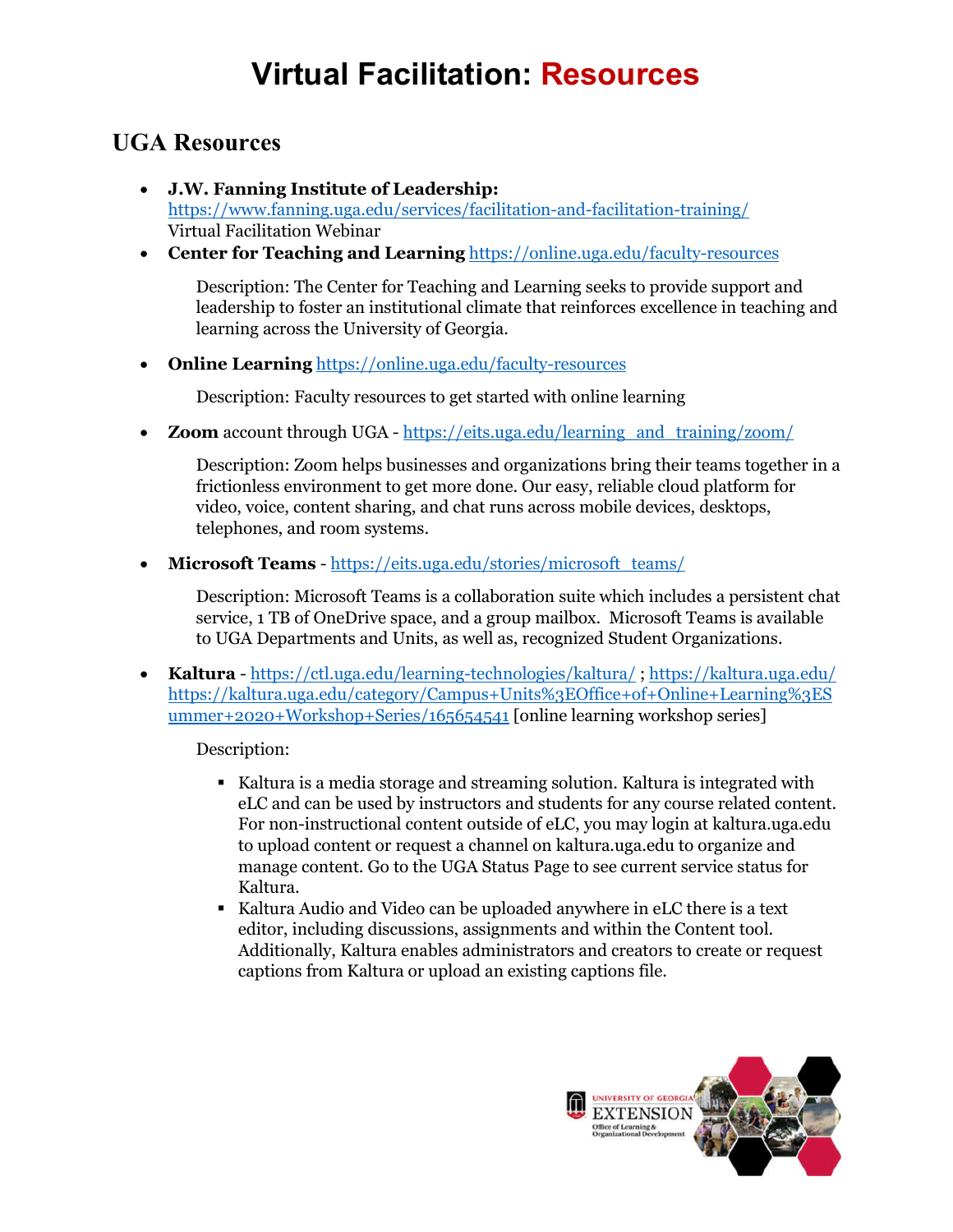# Virtual Facilitation: Resources

## UGA Resources

- **J.W. Fanning Institute of Leadership:** https://www.fanning.uga.edu/services/facilitation-and-facilitation-training/ Virtual Facilitation Webinar
- **Center for Teaching and Learning** https://online.uga.edu/faculty-resources

  Description: The Center for Teaching and Learning seeks to provide support and leadership to foster an institutional climate that reinforces excellence in teaching and learning across the University of Georgia.

- **Online Learning** https://online.uga.edu/faculty-resources

  Description: Faculty resources to get started with online learning

- **Zoom** account through UGA - https://eits.uga.edu/learning_and_training/zoom/

  Description: Zoom helps businesses and organizations bring their teams together in a frictionless environment to get more done. Our easy, reliable cloud platform for video, voice, content sharing, and chat runs across mobile devices, desktops, telephones, and room systems.

- **Microsoft Teams** - https://eits.uga.edu/stories/microsoft_teams/

  Description: Microsoft Teams is a collaboration suite which includes a persistent chat service, 1 TB of OneDrive space, and a group mailbox. Microsoft Teams is available to UGA Departments and Units, as well as, recognized Student Organizations.

- **Kaltura** - https://ctl.uga.edu/learning-technologies/kaltura/ ; https://kaltura.uga.edu/ https://kaltura.uga.edu/category/Campus+Units%3EOffice+of+Online+Learning%3ESummer+2020+Workshop+Series/165654541 [online learning workshop series]

  Description:

  - Kaltura is a media storage and streaming solution. Kaltura is integrated with eLC and can be used by instructors and students for any course related content. For non-instructional content outside of eLC, you may login at kaltura.uga.edu to upload content or request a channel on kaltura.uga.edu to organize and manage content. Go to the UGA Status Page to see current service status for Kaltura.
  - Kaltura Audio and Video can be uploaded anywhere in eLC there is a text editor, including discussions, assignments and within the Content tool. Additionally, Kaltura enables administrators and creators to create or request captions from Kaltura or upload an existing captions file.

University of Georgia Extension
Office of Learning & Organizational Development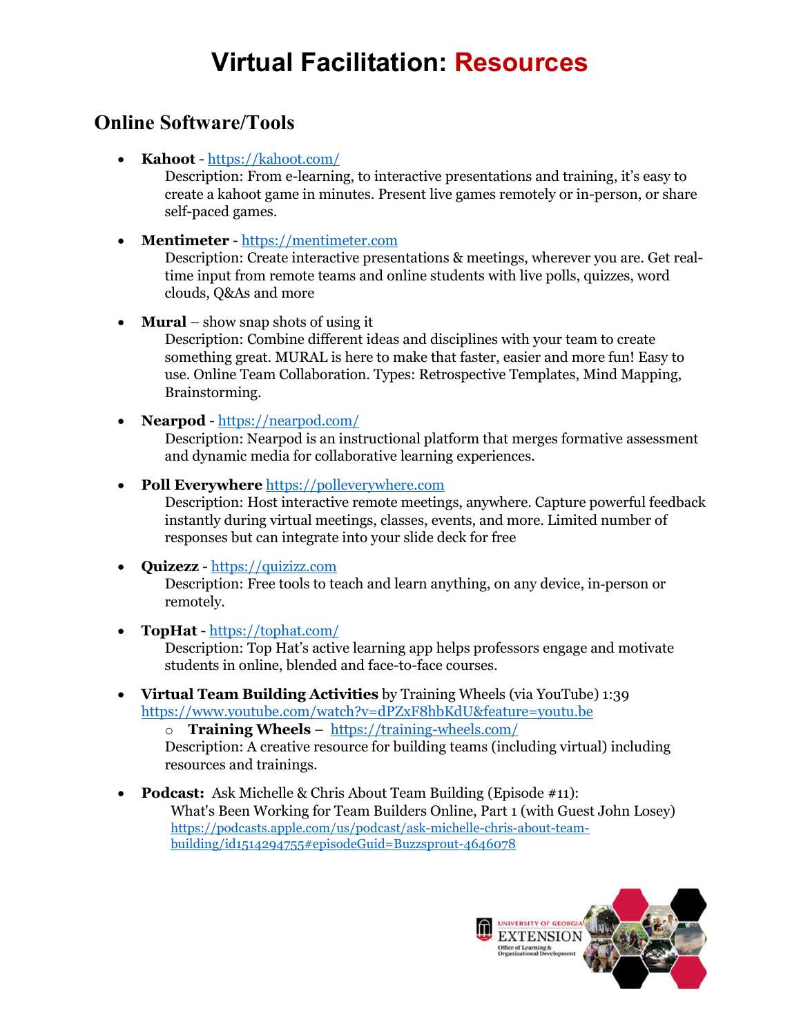# Virtual Facilitation: Resources

## Online Software/Tools

- **Kahoot** - https://kahoot.com/
  Description: From e-learning, to interactive presentations and training, it's easy to create a kahoot game in minutes. Present live games remotely or in-person, or share self-paced games.

- **Mentimeter** - https://mentimeter.com
  Description: Create interactive presentations & meetings, wherever you are. Get real-time input from remote teams and online students with live polls, quizzes, word clouds, Q&As and more

- **Mural** – show snap shots of using it
  Description: Combine different ideas and disciplines with your team to create something great. MURAL is here to make that faster, easier and more fun! Easy to use. Online Team Collaboration. Types: Retrospective Templates, Mind Mapping, Brainstorming.

- **Nearpod** - https://nearpod.com/
  Description: Nearpod is an instructional platform that merges formative assessment and dynamic media for collaborative learning experiences.

- **Poll Everywhere** https://polleverywhere.com
  Description: Host interactive remote meetings, anywhere. Capture powerful feedback instantly during virtual meetings, classes, events, and more. Limited number of responses but can integrate into your slide deck for free

- **Quizezz** - https://quizizz.com
  Description: Free tools to teach and learn anything, on any device, in-person or remotely.

- **TopHat** - https://tophat.com/
  Description: Top Hat's active learning app helps professors engage and motivate students in online, blended and face-to-face courses.

- **Virtual Team Building Activities** by Training Wheels (via YouTube) 1:39
  https://www.youtube.com/watch?v=dPZxF8hbKdU&feature=youtu.be
  - **Training Wheels** – https://training-wheels.com/

  Description: A creative resource for building teams (including virtual) including resources and trainings.

- **Podcast:** Ask Michelle & Chris About Team Building (Episode #11):
  What's Been Working for Team Builders Online, Part 1 (with Guest John Losey)
  https://podcasts.apple.com/us/podcast/ask-michelle-chris-about-team-building/id1514294755#episodeGuid=Buzzsprout-4646078

University of Georgia Extension
Office of Learning & Organizational Development